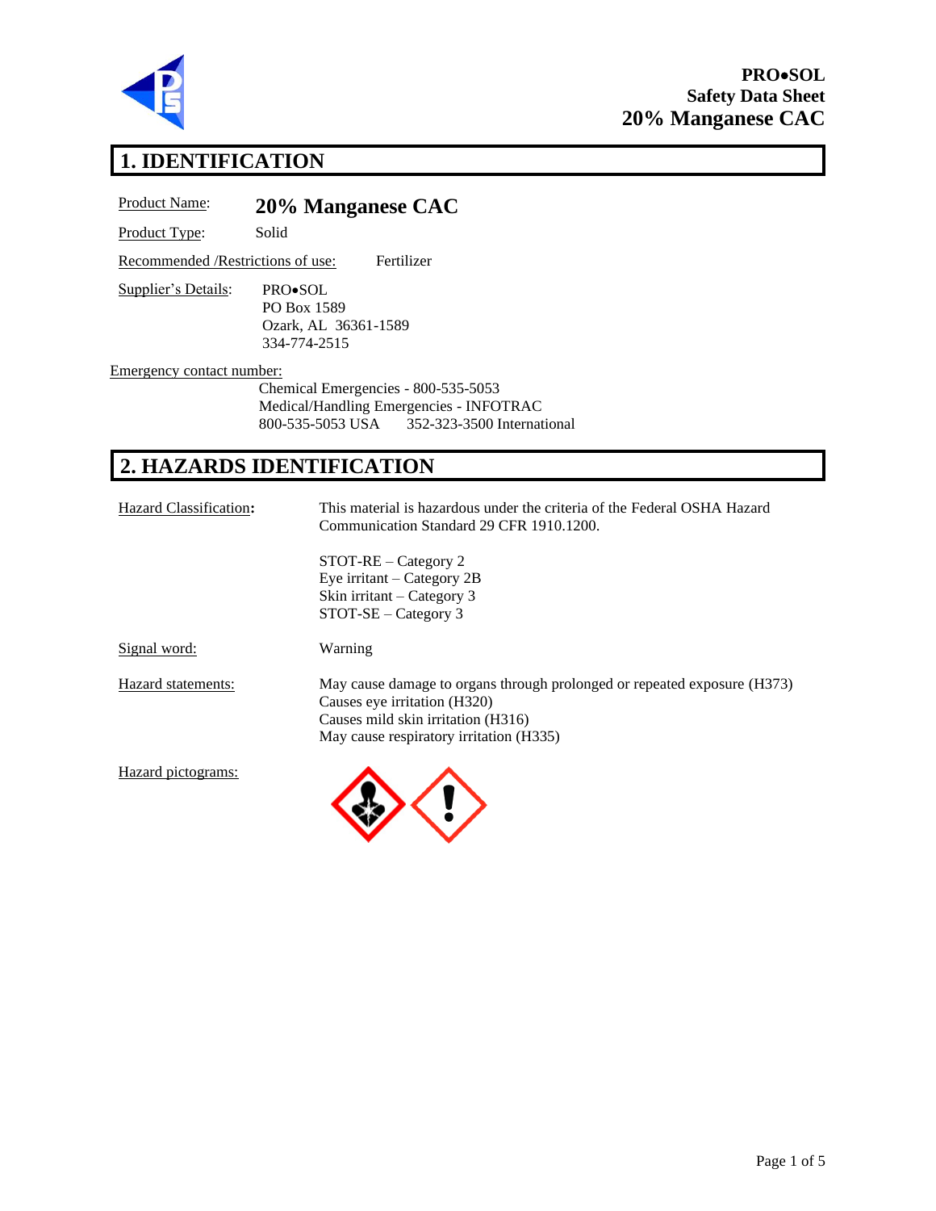**PRO•SOL**
**Safety Data Sheet**
**20% Manganese CAC**

# 1. IDENTIFICATION

Product Name: **20% Manganese CAC**

Product Type: Solid

Recommended /Restrictions of use: Fertilizer

Supplier's Details:
PRO•SOL
PO Box 1589
Ozark, AL 36361-1589
334-774-2515

Emergency contact number:
Chemical Emergencies - 800-535-5053
Medical/Handling Emergencies - INFOTRAC
800-535-5053 USA 352-323-3500 International

# 2. HAZARDS IDENTIFICATION

Hazard Classification: This material is hazardous under the criteria of the Federal OSHA Hazard Communication Standard 29 CFR 1910.1200.

STOT-RE – Category 2
Eye irritant – Category 2B
Skin irritant – Category 3
STOT-SE – Category 3

Signal word: Warning

Hazard statements:
May cause damage to organs through prolonged or repeated exposure (H373)
Causes eye irritation (H320)
Causes mild skin irritation (H316)
May cause respiratory irritation (H335)

Hazard pictograms: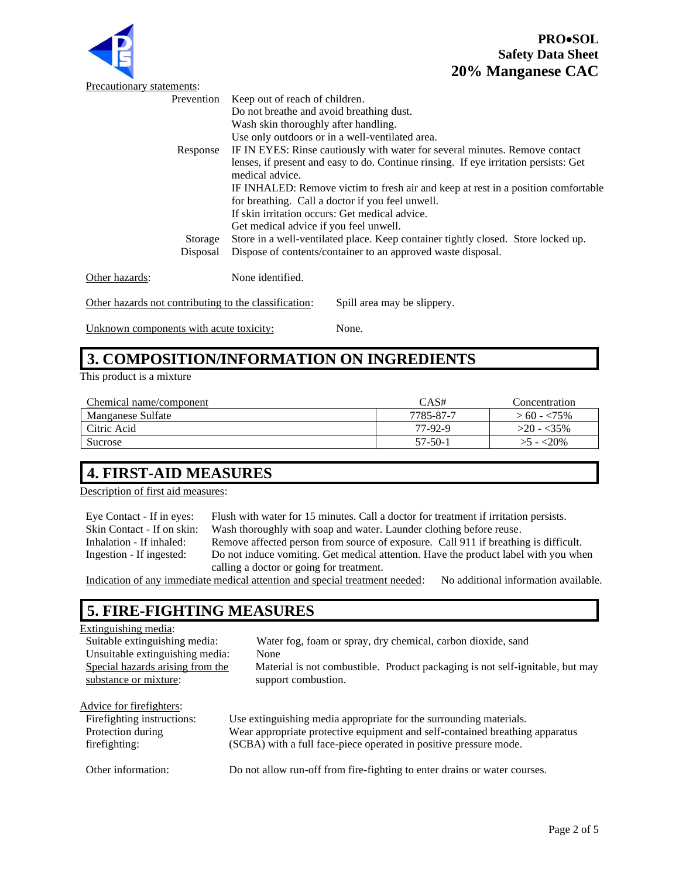Precautionary statements:

| | |
|---|---|
| Prevention | Keep out of reach of children. |
| | Do not breathe and avoid breathing dust. |
| | Wash skin thoroughly after handling. |
| | Use only outdoors or in a well-ventilated area. |
| Response | IF IN EYES: Rinse cautiously with water for several minutes. Remove contact lenses, if present and easy to do. Continue rinsing. If eye irritation persists: Get medical advice. |
| | IF INHALED: Remove victim to fresh air and keep at rest in a position comfortable for breathing. Call a doctor if you feel unwell. |
| | If skin irritation occurs: Get medical advice. |
| | Get medical advice if you feel unwell. |
| Storage | Store in a well-ventilated place. Keep container tightly closed. Store locked up. |
| Disposal | Dispose of contents/container to an approved waste disposal. |

Other hazards: None identified.

Other hazards not contributing to the classification: Spill area may be slippery.

Unknown components with acute toxicity: None.

## 3. COMPOSITION/INFORMATION ON INGREDIENTS

This product is a mixture

| Chemical name/component | CAS# | Concentration |
|---|---|---|
| Manganese Sulfate | 7785-87-7 | > 60 - <75% |
| Citric Acid | 77-92-9 | >20 - <35% |
| Sucrose | 57-50-1 | >5 - <20% |

## 4. FIRST-AID MEASURES

Description of first aid measures:

Eye Contact - If in eyes: Flush with water for 15 minutes. Call a doctor for treatment if irritation persists.

Skin Contact - If on skin: Wash thoroughly with soap and water. Launder clothing before reuse.

Inhalation - If inhaled: Remove affected person from source of exposure. Call 911 if breathing is difficult.

Ingestion - If ingested: Do not induce vomiting. Get medical attention. Have the product label with you when calling a doctor or going for treatment.

Indication of any immediate medical attention and special treatment needed: No additional information available.

## 5. FIRE-FIGHTING MEASURES

Extinguishing media:

Suitable extinguishing media: Water fog, foam or spray, dry chemical, carbon dioxide, sand

Unsuitable extinguishing media: None

Special hazards arising from the substance or mixture: Material is not combustible. Product packaging is not self-ignitable, but may support combustion.

Advice for firefighters:

Firefighting instructions: Use extinguishing media appropriate for the surrounding materials.

Protection during firefighting: Wear appropriate protective equipment and self-contained breathing apparatus (SCBA) with a full face-piece operated in positive pressure mode.

Other information: Do not allow run-off from fire-fighting to enter drains or water courses.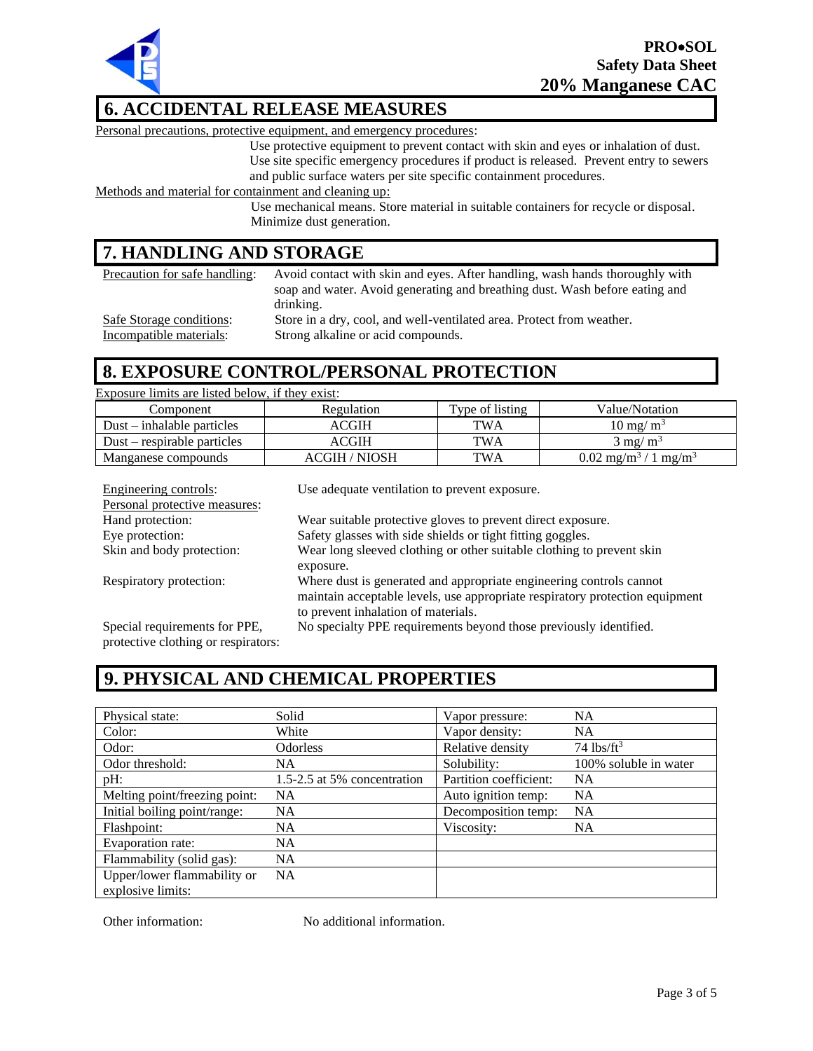## 6. ACCIDENTAL RELEASE MEASURES

Personal precautions, protective equipment, and emergency procedures:

Use protective equipment to prevent contact with skin and eyes or inhalation of dust. Use site specific emergency procedures if product is released. Prevent entry to sewers and public surface waters per site specific containment procedures.

Methods and material for containment and cleaning up:

Use mechanical means. Store material in suitable containers for recycle or disposal. Minimize dust generation.

## 7. HANDLING AND STORAGE

Precaution for safe handling: Avoid contact with skin and eyes. After handling, wash hands thoroughly with soap and water. Avoid generating and breathing dust. Wash before eating and drinking.

Safe Storage conditions: Store in a dry, cool, and well-ventilated area. Protect from weather.

Incompatible materials: Strong alkaline or acid compounds.

## 8. EXPOSURE CONTROL/PERSONAL PROTECTION

Exposure limits are listed below, if they exist:

| Component | Regulation | Type of listing | Value/Notation |
|---|---|---|---|
| Dust – inhalable particles | ACGIH | TWA | 10 mg/ $m^3$ |
| Dust – respirable particles | ACGIH | TWA | 3 mg/ $m^3$ |
| Manganese compounds | ACGIH / NIOSH | TWA | 0.02 mg/$m^3$ / 1 mg/$m^3$ |

Engineering controls: Use adequate ventilation to prevent exposure.

Personal protective measures:

Hand protection: Wear suitable protective gloves to prevent direct exposure.

Eye protection: Safety glasses with side shields or tight fitting goggles.

Skin and body protection: Wear long sleeved clothing or other suitable clothing to prevent skin exposure.

Respiratory protection: Where dust is generated and appropriate engineering controls cannot maintain acceptable levels, use appropriate respiratory protection equipment to prevent inhalation of materials.

Special requirements for PPE, protective clothing or respirators: No specialty PPE requirements beyond those previously identified.

## 9. PHYSICAL AND CHEMICAL PROPERTIES

| | | | |
|---|---|---|---|
| Physical state: | Solid | Vapor pressure: | NA |
| Color: | White | Vapor density: | NA |
| Odor: | Odorless | Relative density | 74 lbs/$ft^3$ |
| Odor threshold: | NA | Solubility: | 100% soluble in water |
| pH: | 1.5-2.5 at 5% concentration | Partition coefficient: | NA |
| Melting point/freezing point: | NA | Auto ignition temp: | NA |
| Initial boiling point/range: | NA | Decomposition temp: | NA |
| Flashpoint: | NA | Viscosity: | NA |
| Evaporation rate: | NA | | |
| Flammability (solid gas): | NA | | |
| Upper/lower flammability or explosive limits: | NA | | |

Other information: No additional information.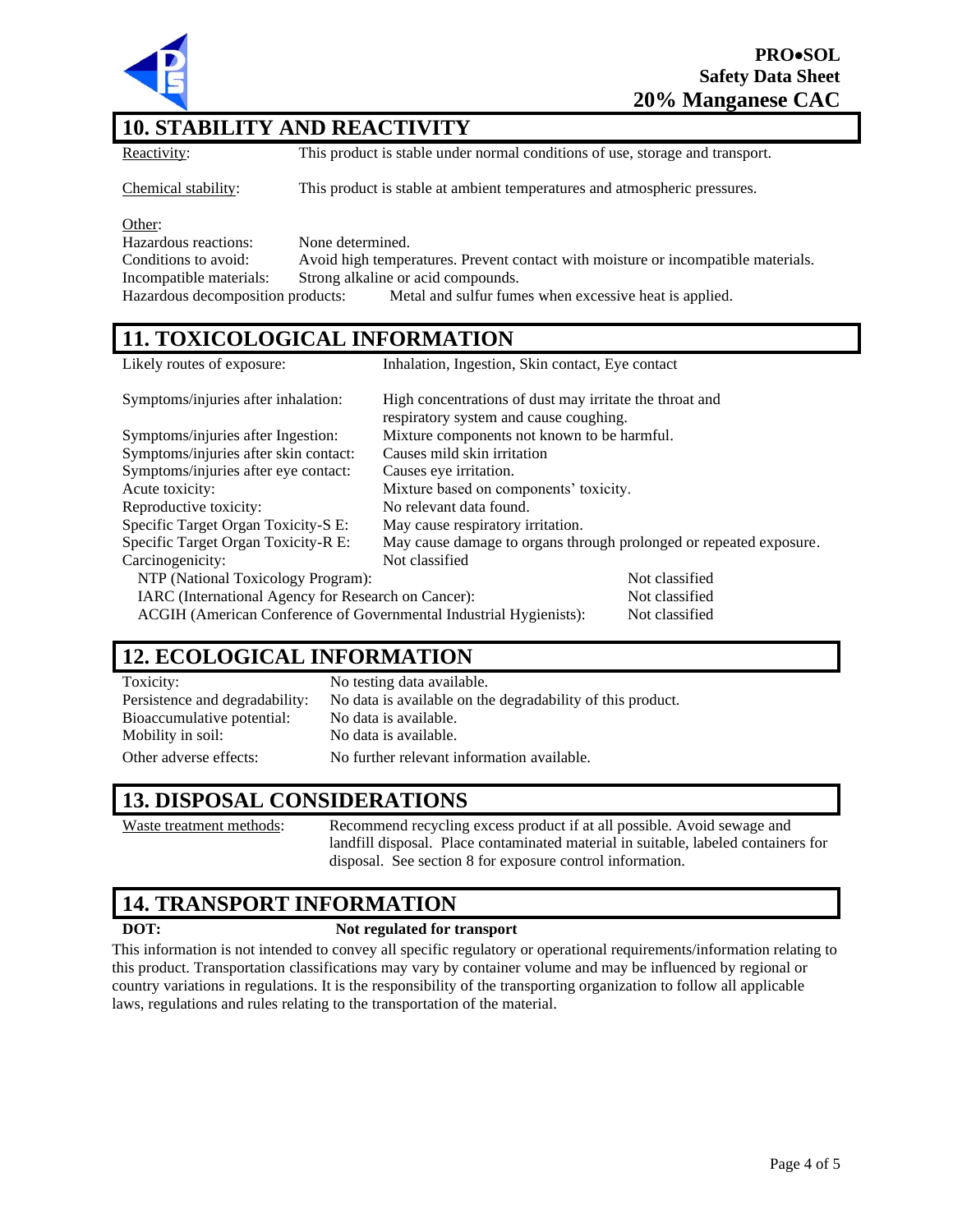## 10. STABILITY AND REACTIVITY

Reactivity: This product is stable under normal conditions of use, storage and transport.

Chemical stability: This product is stable at ambient temperatures and atmospheric pressures.

Other:

Hazardous reactions: None determined.
Conditions to avoid: Avoid high temperatures. Prevent contact with moisture or incompatible materials.
Incompatible materials: Strong alkaline or acid compounds.
Hazardous decomposition products: Metal and sulfur fumes when excessive heat is applied.

## 11. TOXICOLOGICAL INFORMATION

| | |
|---|---|
| Likely routes of exposure: | Inhalation, Ingestion, Skin contact, Eye contact |
| Symptoms/injuries after inhalation: | High concentrations of dust may irritate the throat and respiratory system and cause coughing. |
| Symptoms/injuries after Ingestion: | Mixture components not known to be harmful. |
| Symptoms/injuries after skin contact: | Causes mild skin irritation |
| Symptoms/injuries after eye contact: | Causes eye irritation. |
| Acute toxicity: | Mixture based on components' toxicity. |
| Reproductive toxicity: | No relevant data found. |
| Specific Target Organ Toxicity-S E: | May cause respiratory irritation. |
| Specific Target Organ Toxicity-R E: | May cause damage to organs through prolonged or repeated exposure. |
| Carcinogenicity: | Not classified |

| | |
|---|---|
| NTP (National Toxicology Program): | Not classified |
| IARC (International Agency for Research on Cancer): | Not classified |
| ACGIH (American Conference of Governmental Industrial Hygienists): | Not classified |

## 12. ECOLOGICAL INFORMATION

| | |
|---|---|
| Toxicity: | No testing data available. |
| Persistence and degradability: | No data is available on the degradability of this product. |
| Bioaccumulative potential: | No data is available. |
| Mobility in soil: | No data is available. |
| Other adverse effects: | No further relevant information available. |

## 13. DISPOSAL CONSIDERATIONS

Waste treatment methods: Recommend recycling excess product if at all possible. Avoid sewage and landfill disposal. Place contaminated material in suitable, labeled containers for disposal. See section 8 for exposure control information.

## 14. TRANSPORT INFORMATION

**DOT:** **Not regulated for transport**

This information is not intended to convey all specific regulatory or operational requirements/information relating to this product. Transportation classifications may vary by container volume and may be influenced by regional or country variations in regulations. It is the responsibility of the transporting organization to follow all applicable laws, regulations and rules relating to the transportation of the material.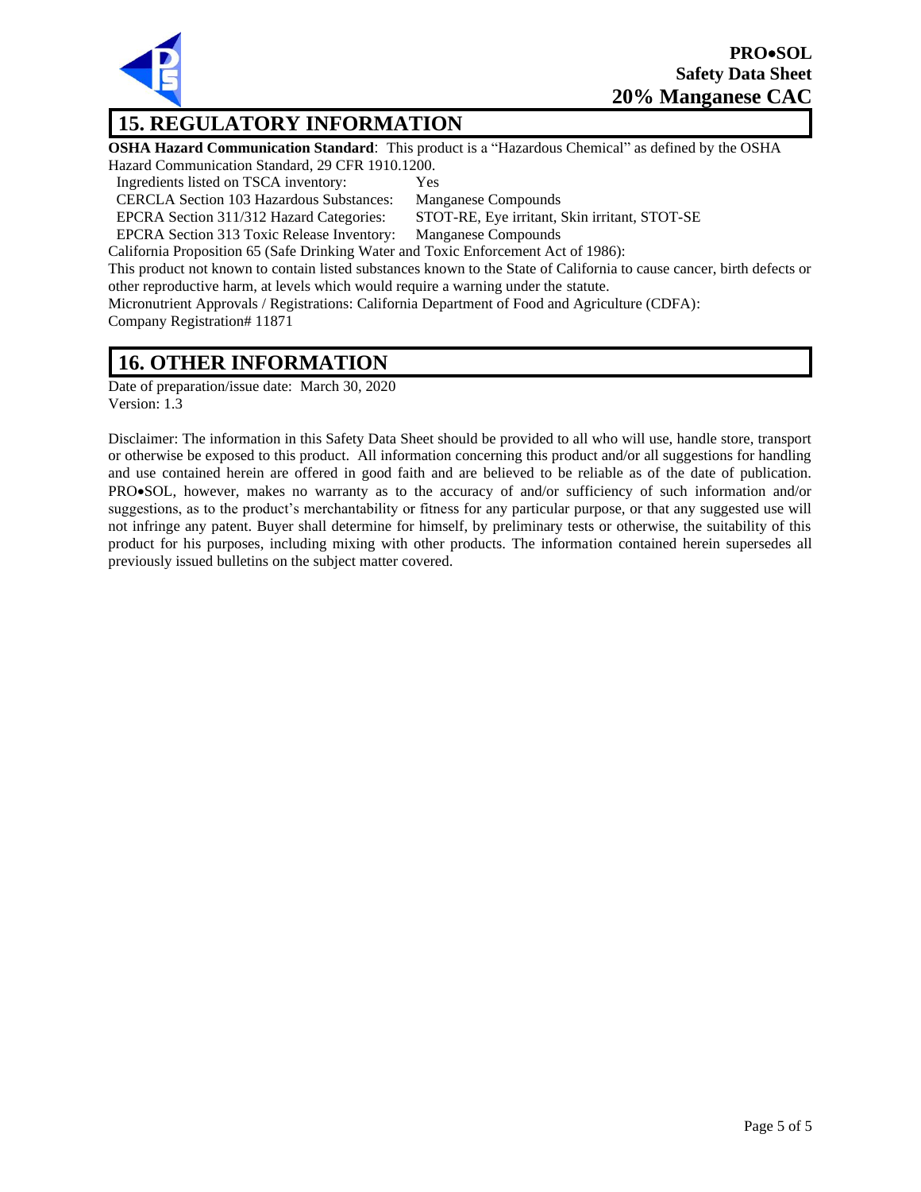## 15. REGULATORY INFORMATION

**OSHA Hazard Communication Standard**: This product is a "Hazardous Chemical" as defined by the OSHA Hazard Communication Standard, 29 CFR 1910.1200.

| | |
|---|---|
| Ingredients listed on TSCA inventory: | Yes |
| CERCLA Section 103 Hazardous Substances: | Manganese Compounds |
| EPCRA Section 311/312 Hazard Categories: | STOT-RE, Eye irritant, Skin irritant, STOT-SE |
| EPCRA Section 313 Toxic Release Inventory: | Manganese Compounds |

California Proposition 65 (Safe Drinking Water and Toxic Enforcement Act of 1986):

This product not known to contain listed substances known to the State of California to cause cancer, birth defects or other reproductive harm, at levels which would require a warning under the statute.

Micronutrient Approvals / Registrations: California Department of Food and Agriculture (CDFA):

Company Registration# 11871

## 16. OTHER INFORMATION

Date of preparation/issue date: March 30, 2020

Version: 1.3

Disclaimer: The information in this Safety Data Sheet should be provided to all who will use, handle store, transport or otherwise be exposed to this product. All information concerning this product and/or all suggestions for handling and use contained herein are offered in good faith and are believed to be reliable as of the date of publication. PRO•SOL, however, makes no warranty as to the accuracy of and/or sufficiency of such information and/or suggestions, as to the product's merchantability or fitness for any particular purpose, or that any suggested use will not infringe any patent. Buyer shall determine for himself, by preliminary tests or otherwise, the suitability of this product for his purposes, including mixing with other products. The information contained herein supersedes all previously issued bulletins on the subject matter covered.